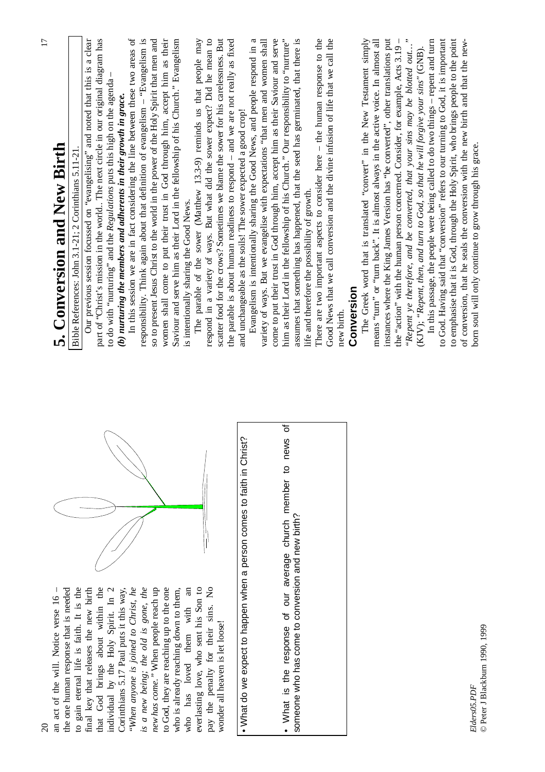an act of the will. Notice verse 16 – the one human response that is needed to gain eternal life is faith. It is the final key that releases the new birth that God brings about within the individual by the Holy Spirit. In 2 Corinthians 5.17 Paul puts it this way, *"When anyone is joined to Christ, he is a new being; the old is gone, the new has come."* When people reach up to God, they are reaching up to the one who is already reaching down to them, who has loved them with an everlasting love, who sent his Son to pay the penalty for their sins. No wonder all heaven is let loose!

- What do we expect to happen when a person comes to faith in Christ?

- What is the response of our average church member to news of someone who has come to conversion and new birth?

# 5. Conversion and New Birth

Bible References: John 3.1-21; 2 Corinthians 5.11-21.

Our previous session focussed on "evangelising" and noted that this is a clear part of "Christ's mission in the world.. The next circle in our original diagram has to do with "nurturing" and the *Regulations* puts this high on the agenda –

***(b) nurturing the members and adherents in their growth in grace.***

In this session we are in fact considering the line between these two areas of responsibility. Think again about that definition of evangelism – "Evangelism is so to present Jesus Christ to the world in the power of the Holy Spirit that men and women shall come to put their trust in God through him, accept him as their Saviour and serve him as their Lord in the fellowship of his Church." Evangelism is intentionally sharing the Good News.

The parable of the sower (Matthew 13.3-9) reminds us that people may respond in a variety of ways. But what did the sower expect? Did he mean to scatter food for the crows? Sometimes we blame the sower for his carelessness. But the parable is about human readiness to respond – and we are not really as fixed and unchangeable as the soils! The sower expected a good crop!

Evangelism is intentionally sharing the Good News, and people respond in a variety of ways. But we evangelise with expectations "that men and women shall come to put their trust in God through him, accept him as their Saviour and serve him as their Lord in the fellowship of his Church." Our responsibility to "nurture" assumes that something has happened, that the seed has germinated, that there is life and therefore the possibility of growth.

There are two important aspects to consider here – the human response to the Good News that we call conversion and the divine infusion of life that we call the new birth.

## Conversion

The Greek word that is translated "convert" in the New Testament simply means "turn" or "turn back". It is almost always in the active voice. In almost all instances where the King James Version has "be converted", other translations put the "action" with the human person concerned. Consider, for example, Acts 3.19 – *"Repent ye therefore, and be converted, that your sins may be blotted out…"* (KJV); *"Repent, then, and turn to God, so that he will forgive your sins"* (GNB).

In this passage, the people were being called to do two things – repent and turn to God. Having said that "conversion" refers to our turning to God, it is important to emphasise that it is God, through the Holy Spirit, who brings people to the point of conversion, that he seals the conversion with the new birth and that the new-born soul will only continue to grow through his grace.

*Elders05.PDF*
© Peter J Blackburn 1990, 1999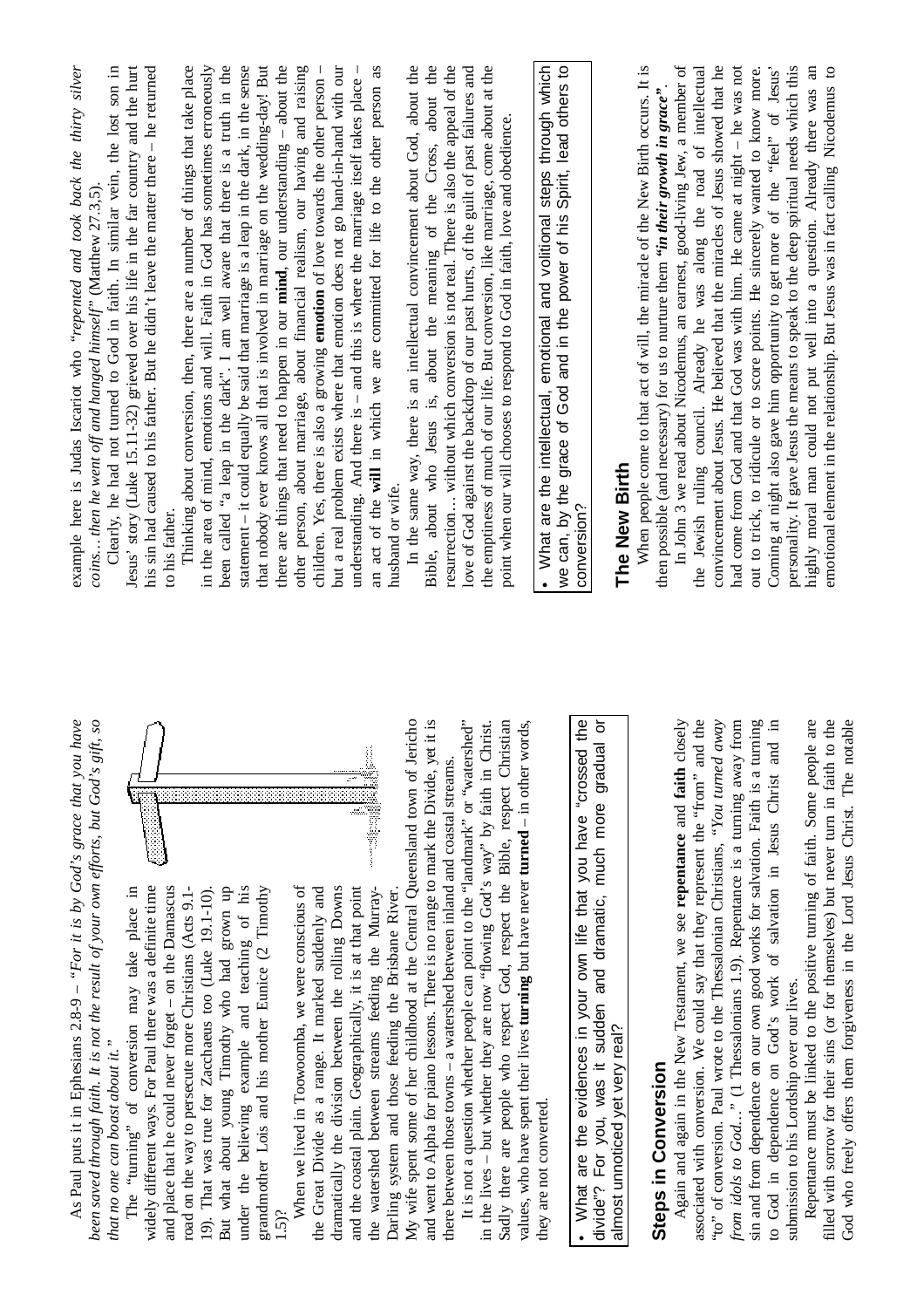As Paul puts it in Ephesians 2.8-9 – *"For it is by God's grace that you have been saved through faith. It is not the result of your own efforts, but God's gift, so that no one can boast about it."*

The "turning" of conversion may take place in widely different ways. For Paul there was a definite time and place that he could never forget – on the Damascus road on the way to persecute more Christians (Acts 9.1-19). That was true for Zacchaeus too (Luke 19.1-10). But what about young Timothy who had grown up under the believing example and teaching of his grandmother Lois and his mother Eunice (2 Timothy 1.5)?

When we lived in Toowoomba, we were conscious of the Great Divide as a range. It marked suddenly and dramatically the division between the rolling Downs and the coastal plain. Geographically, it is at that point the watershed between streams feeding the Murray-Darling system and those feeding the Brisbane River. My wife spent some of her childhood at the Central Queensland town of Jericho and went to Alpha for piano lessons. There is no range to mark the Divide, yet it is there between those towns – a watershed between inland and coastal streams.

It is not a question whether people can point to the "landmark" or "watershed" in the lives – but whether they are now "flowing God's way" by faith in Christ. Sadly there are people who respect God, respect the Bible, respect Christian values, who have spent their lives **turning** but have never **turned** – in other words, they are not converted.

• What are the evidences in your own life that you have "crossed the divide"? For you, was it sudden and dramatic, much more gradual or almost unnoticed yet very real?

## Steps in Conversion

Again and again in the New Testament, we see **repentance** and **faith** closely associated with conversion. We could say that they represent the "from" and the "to" of conversion. Paul wrote to the Thessalonian Christians, *"You turned away from idols to God…"* (1 Thessalonians 1.9). Repentance is a turning away from sin and from dependence on our own good works for salvation. Faith is a turning to God in dependence on God's work of salvation in Jesus Christ and in submission to his Lordship over our lives.

Repentance must be linked to the positive turning of faith. Some people are filled with sorrow for their sins (or for themselves) but never turn in faith to the God who freely offers them forgiveness in the Lord Jesus Christ. The notable example here is Judas Iscariot who *"repented and took back the thirty silver coins… then he went off and hanged himself"* (Matthew 27.3,5).

Clearly, he had not turned to God in faith. In similar vein, the lost son in Jesus' story (Luke 15.11-32) grieved over his life in the far country and the hurt his sin had caused to his father. But he didn't leave the matter there – he returned to his father.

Thinking about conversion, then, there are a number of things that take place in the area of mind, emotions and will. Faith in God has sometimes erroneously been called "a leap in the dark". I am well aware that there is a truth in the statement – it could equally be said that marriage is a leap in the dark, in the sense that nobody ever knows all that is involved in marriage on the wedding-day! But there are things that need to happen in our **mind**, our understanding – about the other person, about marriage, about financial realism, our having and raising children. Yes, there is also a growing **emotion** of love towards the other person – but a real problem exists where that emotion does not go hand-in-hand with our understanding. And there is – and this is where the marriage itself takes place – an act of the **will** in which we are committed for life to the other person as husband or wife.

In the same way, there is an intellectual convincement about God, about the Bible, about who Jesus is, about the meaning of the Cross, about the resurrection… without which conversion is not real. There is also the appeal of the love of God against the backdrop of our past hurts, of the guilt of past failures and the emptiness of much of our life. But conversion, like marriage, come about at the point when our will chooses to respond to God in faith, love and obedience.

• What are the intellectual, emotional and volitional steps through which we can, by the grace of God and in the power of his Spirit, lead others to conversion?

## The New Birth

When people come to that act of will, the miracle of the New Birth occurs. It is then possible (and necessary) for us to nurture them ***"in their growth in grace"***.

In John 3 we read about Nicodemus, an earnest, good-living Jew, a member of the Jewish ruling council. Already he was along the road of intellectual convincement about Jesus. He believed that the miracles of Jesus showed that he had come from God and that God was with him. He came at night – he was not out to trick, to ridicule or to score points. He sincerely wanted to know more. Coming at night also gave him opportunity to get more of the "feel" of Jesus' personality. It gave Jesus the means to speak to the deep spiritual needs which this highly moral man could not put well into a question. Already there was an emotional element in the relationship. But Jesus was in fact calling Nicodemus to